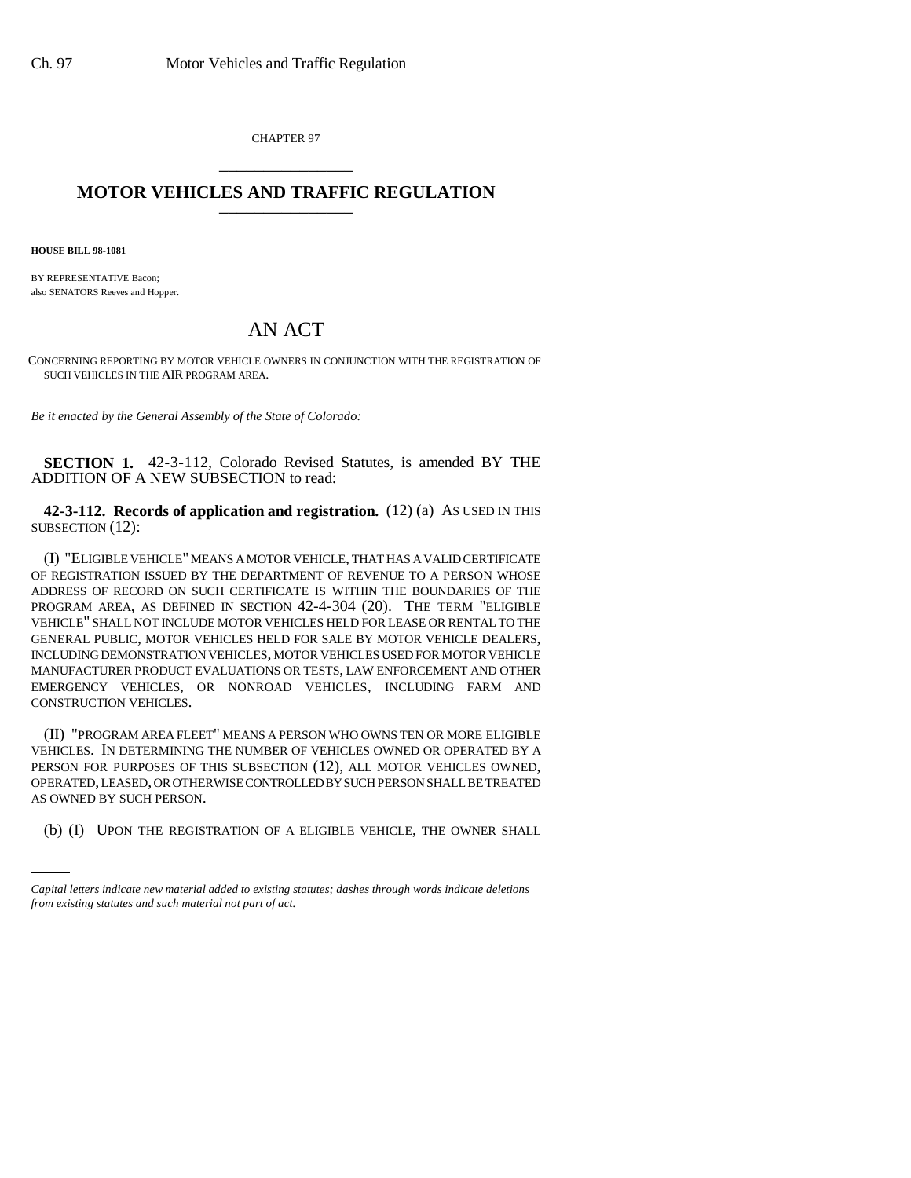CHAPTER 97

# MOTOR VEHICLES AND TRAFFIC REGULATION

**HOUSE BILL 98-1081**

BY REPRESENTATIVE Bacon;
also SENATORS Reeves and Hopper.

# AN ACT

CONCERNING REPORTING BY MOTOR VEHICLE OWNERS IN CONJUNCTION WITH THE REGISTRATION OF SUCH VEHICLES IN THE AIR PROGRAM AREA.

*Be it enacted by the General Assembly of the State of Colorado:*

**SECTION 1.** 42-3-112, Colorado Revised Statutes, is amended BY THE ADDITION OF A NEW SUBSECTION to read:

**42-3-112. Records of application and registration.** (12) (a) AS USED IN THIS SUBSECTION (12):

(I) "ELIGIBLE VEHICLE" MEANS A MOTOR VEHICLE, THAT HAS A VALID CERTIFICATE OF REGISTRATION ISSUED BY THE DEPARTMENT OF REVENUE TO A PERSON WHOSE ADDRESS OF RECORD ON SUCH CERTIFICATE IS WITHIN THE BOUNDARIES OF THE PROGRAM AREA, AS DEFINED IN SECTION 42-4-304 (20). THE TERM "ELIGIBLE VEHICLE" SHALL NOT INCLUDE MOTOR VEHICLES HELD FOR LEASE OR RENTAL TO THE GENERAL PUBLIC, MOTOR VEHICLES HELD FOR SALE BY MOTOR VEHICLE DEALERS, INCLUDING DEMONSTRATION VEHICLES, MOTOR VEHICLES USED FOR MOTOR VEHICLE MANUFACTURER PRODUCT EVALUATIONS OR TESTS, LAW ENFORCEMENT AND OTHER EMERGENCY VEHICLES, OR NONROAD VEHICLES, INCLUDING FARM AND CONSTRUCTION VEHICLES.

(II) "PROGRAM AREA FLEET" MEANS A PERSON WHO OWNS TEN OR MORE ELIGIBLE VEHICLES. IN DETERMINING THE NUMBER OF VEHICLES OWNED OR OPERATED BY A PERSON FOR PURPOSES OF THIS SUBSECTION (12), ALL MOTOR VEHICLES OWNED, OPERATED, LEASED, OR OTHERWISE CONTROLLED BY SUCH PERSON SHALL BE TREATED AS OWNED BY SUCH PERSON.

(b) (I) UPON THE REGISTRATION OF A ELIGIBLE VEHICLE, THE OWNER SHALL

*Capital letters indicate new material added to existing statutes; dashes through words indicate deletions from existing statutes and such material not part of act.*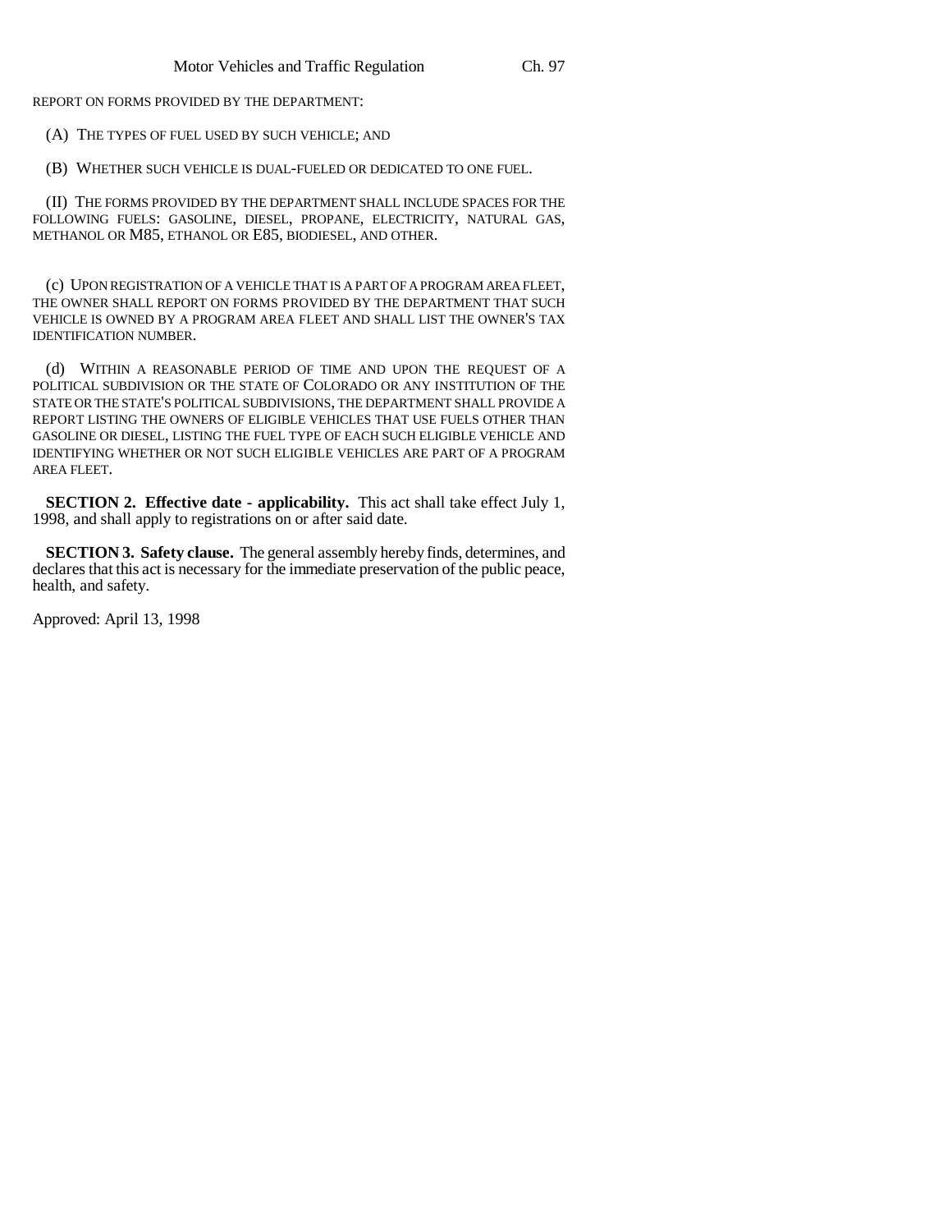REPORT ON FORMS PROVIDED BY THE DEPARTMENT:

(A) THE TYPES OF FUEL USED BY SUCH VEHICLE; AND

(B) WHETHER SUCH VEHICLE IS DUAL-FUELED OR DEDICATED TO ONE FUEL.

(II) THE FORMS PROVIDED BY THE DEPARTMENT SHALL INCLUDE SPACES FOR THE FOLLOWING FUELS: GASOLINE, DIESEL, PROPANE, ELECTRICITY, NATURAL GAS, METHANOL OR M85, ETHANOL OR E85, BIODIESEL, AND OTHER.

(c) UPON REGISTRATION OF A VEHICLE THAT IS A PART OF A PROGRAM AREA FLEET, THE OWNER SHALL REPORT ON FORMS PROVIDED BY THE DEPARTMENT THAT SUCH VEHICLE IS OWNED BY A PROGRAM AREA FLEET AND SHALL LIST THE OWNER'S TAX IDENTIFICATION NUMBER.

(d) WITHIN A REASONABLE PERIOD OF TIME AND UPON THE REQUEST OF A POLITICAL SUBDIVISION OR THE STATE OF COLORADO OR ANY INSTITUTION OF THE STATE OR THE STATE'S POLITICAL SUBDIVISIONS, THE DEPARTMENT SHALL PROVIDE A REPORT LISTING THE OWNERS OF ELIGIBLE VEHICLES THAT USE FUELS OTHER THAN GASOLINE OR DIESEL, LISTING THE FUEL TYPE OF EACH SUCH ELIGIBLE VEHICLE AND IDENTIFYING WHETHER OR NOT SUCH ELIGIBLE VEHICLES ARE PART OF A PROGRAM AREA FLEET.

**SECTION 2. Effective date - applicability.** This act shall take effect July 1, 1998, and shall apply to registrations on or after said date.

**SECTION 3. Safety clause.** The general assembly hereby finds, determines, and declares that this act is necessary for the immediate preservation of the public peace, health, and safety.

Approved: April 13, 1998